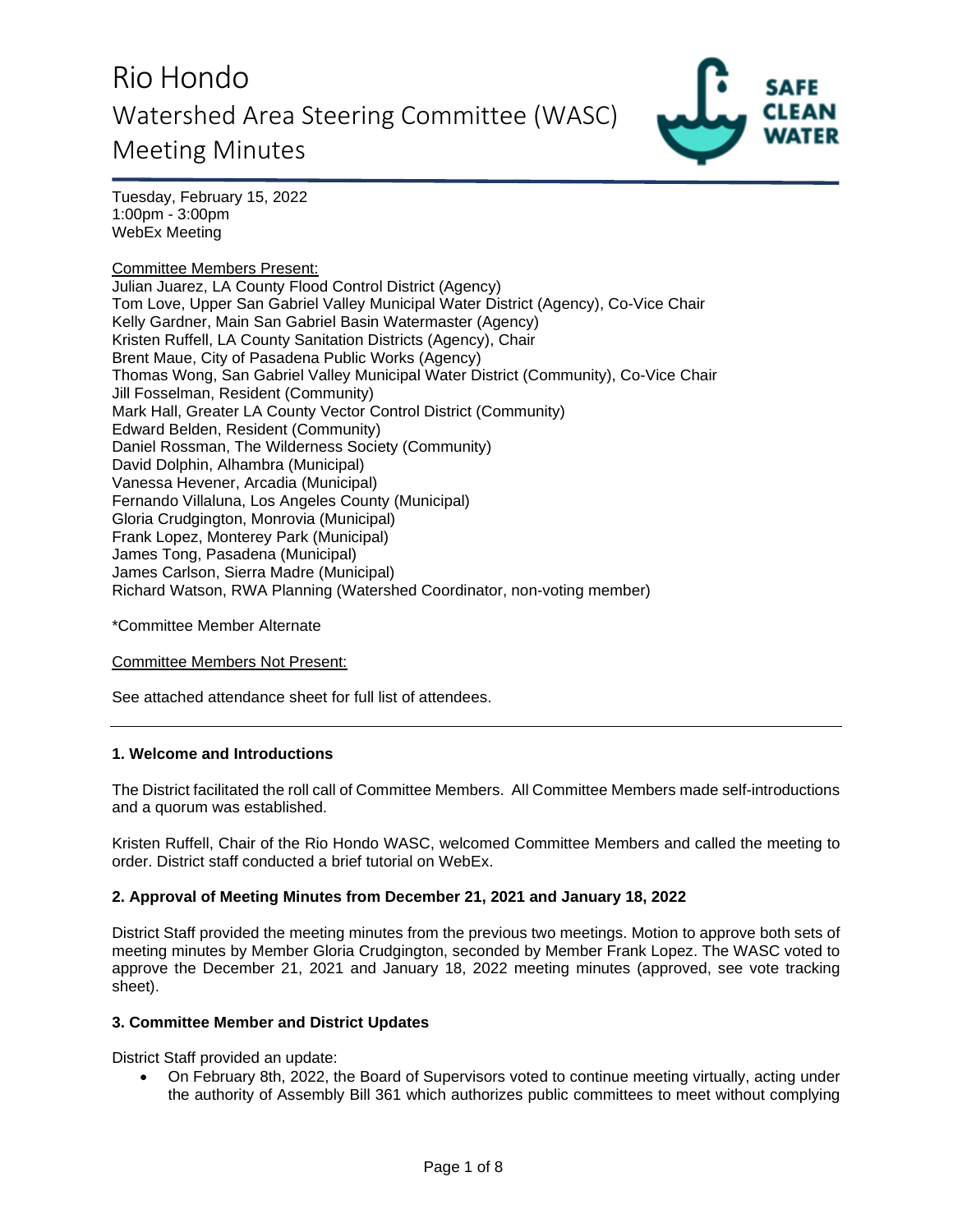# Rio Hondo Watershed Area Steering Committee (WASC) Meeting Minutes

Tuesday, February 15, 2022
1:00pm - 3:00pm
WebEx Meeting

Committee Members Present:
Julian Juarez, LA County Flood Control District (Agency)
Tom Love, Upper San Gabriel Valley Municipal Water District (Agency), Co-Vice Chair
Kelly Gardner, Main San Gabriel Basin Watermaster (Agency)
Kristen Ruffell, LA County Sanitation Districts (Agency), Chair
Brent Maue, City of Pasadena Public Works (Agency)
Thomas Wong, San Gabriel Valley Municipal Water District (Community), Co-Vice Chair
Jill Fosselman, Resident (Community)
Mark Hall, Greater LA County Vector Control District (Community)
Edward Belden, Resident (Community)
Daniel Rossman, The Wilderness Society (Community)
David Dolphin, Alhambra (Municipal)
Vanessa Hevener, Arcadia (Municipal)
Fernando Villaluna, Los Angeles County (Municipal)
Gloria Crudgington, Monrovia (Municipal)
Frank Lopez, Monterey Park (Municipal)
James Tong, Pasadena (Municipal)
James Carlson, Sierra Madre (Municipal)
Richard Watson, RWA Planning (Watershed Coordinator, non-voting member)

*Committee Member Alternate

Committee Members Not Present:

See attached attendance sheet for full list of attendees.

---

### 1. Welcome and Introductions

The District facilitated the roll call of Committee Members. All Committee Members made self-introductions and a quorum was established.

Kristen Ruffell, Chair of the Rio Hondo WASC, welcomed Committee Members and called the meeting to order. District staff conducted a brief tutorial on WebEx.

### 2. Approval of Meeting Minutes from December 21, 2021 and January 18, 2022

District Staff provided the meeting minutes from the previous two meetings. Motion to approve both sets of meeting minutes by Member Gloria Crudgington, seconded by Member Frank Lopez. The WASC voted to approve the December 21, 2021 and January 18, 2022 meeting minutes (approved, see vote tracking sheet).

### 3. Committee Member and District Updates

District Staff provided an update:

- On February 8th, 2022, the Board of Supervisors voted to continue meeting virtually, acting under the authority of Assembly Bill 361 which authorizes public committees to meet without complying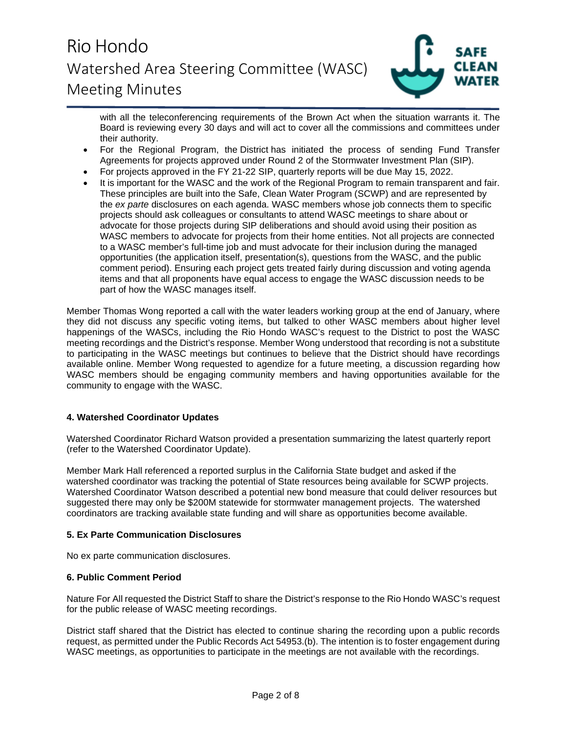with all the teleconferencing requirements of the Brown Act when the situation warrants it. The Board is reviewing every 30 days and will act to cover all the commissions and committees under their authority.

- For the Regional Program, the District has initiated the process of sending Fund Transfer Agreements for projects approved under Round 2 of the Stormwater Investment Plan (SIP).
- For projects approved in the FY 21-22 SIP, quarterly reports will be due May 15, 2022.
- It is important for the WASC and the work of the Regional Program to remain transparent and fair. These principles are built into the Safe, Clean Water Program (SCWP) and are represented by the *ex parte* disclosures on each agenda. WASC members whose job connects them to specific projects should ask colleagues or consultants to attend WASC meetings to share about or advocate for those projects during SIP deliberations and should avoid using their position as WASC members to advocate for projects from their home entities. Not all projects are connected to a WASC member's full-time job and must advocate for their inclusion during the managed opportunities (the application itself, presentation(s), questions from the WASC, and the public comment period). Ensuring each project gets treated fairly during discussion and voting agenda items and that all proponents have equal access to engage the WASC discussion needs to be part of how the WASC manages itself.

Member Thomas Wong reported a call with the water leaders working group at the end of January, where they did not discuss any specific voting items, but talked to other WASC members about higher level happenings of the WASCs, including the Rio Hondo WASC's request to the District to post the WASC meeting recordings and the District's response. Member Wong understood that recording is not a substitute to participating in the WASC meetings but continues to believe that the District should have recordings available online. Member Wong requested to agendize for a future meeting, a discussion regarding how WASC members should be engaging community members and having opportunities available for the community to engage with the WASC.

### 4. Watershed Coordinator Updates

Watershed Coordinator Richard Watson provided a presentation summarizing the latest quarterly report (refer to the Watershed Coordinator Update).

Member Mark Hall referenced a reported surplus in the California State budget and asked if the watershed coordinator was tracking the potential of State resources being available for SCWP projects. Watershed Coordinator Watson described a potential new bond measure that could deliver resources but suggested there may only be $200M statewide for stormwater management projects. The watershed coordinators are tracking available state funding and will share as opportunities become available.

### 5. Ex Parte Communication Disclosures

No ex parte communication disclosures.

### 6. Public Comment Period

Nature For All requested the District Staff to share the District's response to the Rio Hondo WASC's request for the public release of WASC meeting recordings.

District staff shared that the District has elected to continue sharing the recording upon a public records request, as permitted under the Public Records Act 54953.(b). The intention is to foster engagement during WASC meetings, as opportunities to participate in the meetings are not available with the recordings.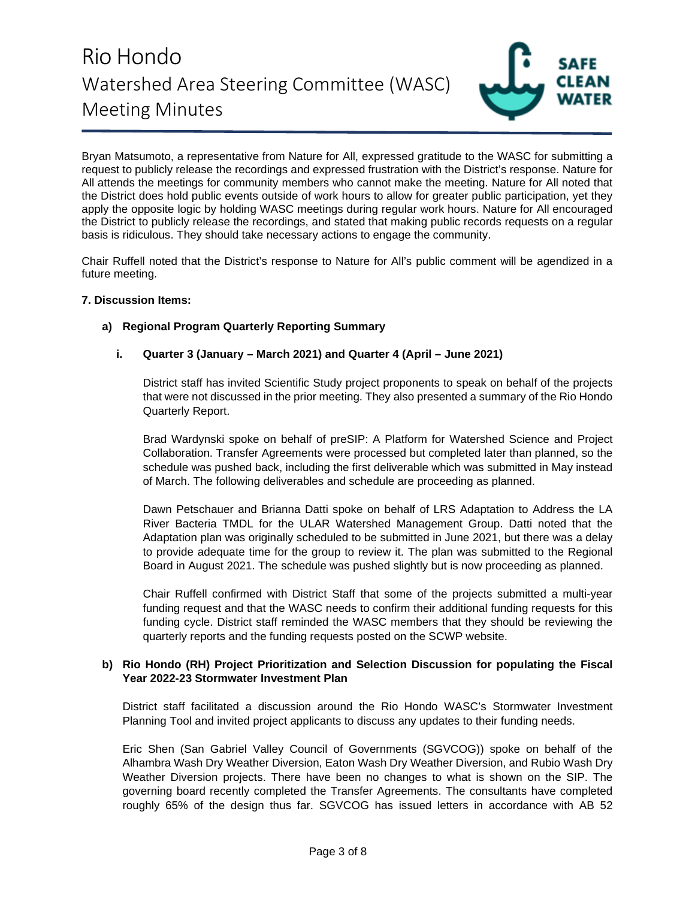Bryan Matsumoto, a representative from Nature for All, expressed gratitude to the WASC for submitting a request to publicly release the recordings and expressed frustration with the District's response. Nature for All attends the meetings for community members who cannot make the meeting. Nature for All noted that the District does hold public events outside of work hours to allow for greater public participation, yet they apply the opposite logic by holding WASC meetings during regular work hours. Nature for All encouraged the District to publicly release the recordings, and stated that making public records requests on a regular basis is ridiculous. They should take necessary actions to engage the community.

Chair Ruffell noted that the District's response to Nature for All's public comment will be agendized in a future meeting.

**7. Discussion Items:**

**a) Regional Program Quarterly Reporting Summary**

**i. Quarter 3 (January – March 2021) and Quarter 4 (April – June 2021)**

District staff has invited Scientific Study project proponents to speak on behalf of the projects that were not discussed in the prior meeting. They also presented a summary of the Rio Hondo Quarterly Report.

Brad Wardynski spoke on behalf of preSIP: A Platform for Watershed Science and Project Collaboration. Transfer Agreements were processed but completed later than planned, so the schedule was pushed back, including the first deliverable which was submitted in May instead of March. The following deliverables and schedule are proceeding as planned.

Dawn Petschauer and Brianna Datti spoke on behalf of LRS Adaptation to Address the LA River Bacteria TMDL for the ULAR Watershed Management Group. Datti noted that the Adaptation plan was originally scheduled to be submitted in June 2021, but there was a delay to provide adequate time for the group to review it. The plan was submitted to the Regional Board in August 2021. The schedule was pushed slightly but is now proceeding as planned.

Chair Ruffell confirmed with District Staff that some of the projects submitted a multi-year funding request and that the WASC needs to confirm their additional funding requests for this funding cycle. District staff reminded the WASC members that they should be reviewing the quarterly reports and the funding requests posted on the SCWP website.

**b) Rio Hondo (RH) Project Prioritization and Selection Discussion for populating the Fiscal Year 2022-23 Stormwater Investment Plan**

District staff facilitated a discussion around the Rio Hondo WASC's Stormwater Investment Planning Tool and invited project applicants to discuss any updates to their funding needs.

Eric Shen (San Gabriel Valley Council of Governments (SGVCOG)) spoke on behalf of the Alhambra Wash Dry Weather Diversion, Eaton Wash Dry Weather Diversion, and Rubio Wash Dry Weather Diversion projects. There have been no changes to what is shown on the SIP. The governing board recently completed the Transfer Agreements. The consultants have completed roughly 65% of the design thus far. SGVCOG has issued letters in accordance with AB 52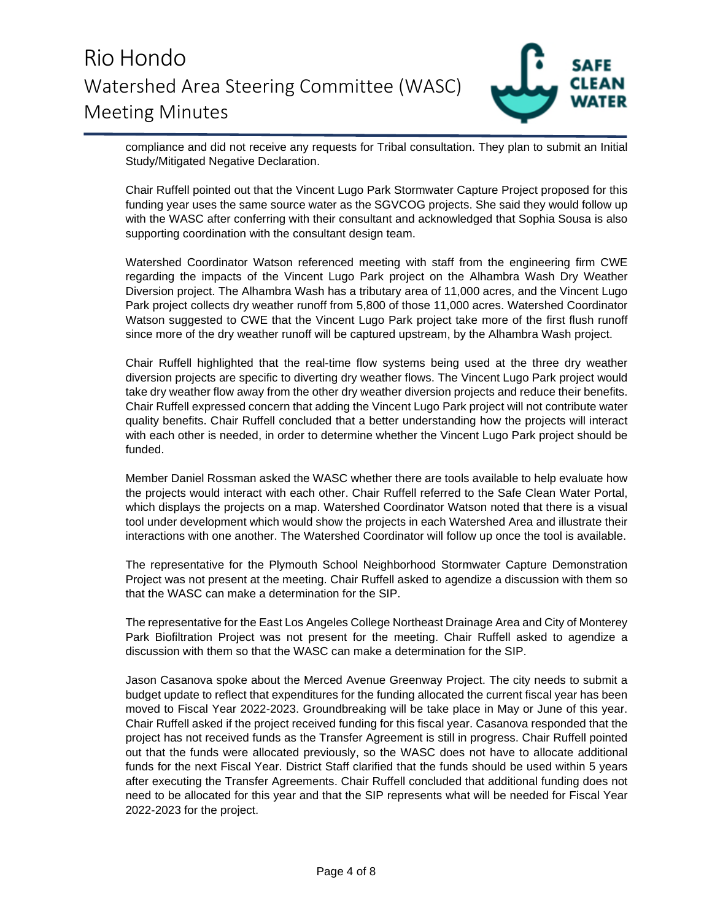compliance and did not receive any requests for Tribal consultation. They plan to submit an Initial Study/Mitigated Negative Declaration.

Chair Ruffell pointed out that the Vincent Lugo Park Stormwater Capture Project proposed for this funding year uses the same source water as the SGVCOG projects. She said they would follow up with the WASC after conferring with their consultant and acknowledged that Sophia Sousa is also supporting coordination with the consultant design team.

Watershed Coordinator Watson referenced meeting with staff from the engineering firm CWE regarding the impacts of the Vincent Lugo Park project on the Alhambra Wash Dry Weather Diversion project. The Alhambra Wash has a tributary area of 11,000 acres, and the Vincent Lugo Park project collects dry weather runoff from 5,800 of those 11,000 acres. Watershed Coordinator Watson suggested to CWE that the Vincent Lugo Park project take more of the first flush runoff since more of the dry weather runoff will be captured upstream, by the Alhambra Wash project.

Chair Ruffell highlighted that the real-time flow systems being used at the three dry weather diversion projects are specific to diverting dry weather flows. The Vincent Lugo Park project would take dry weather flow away from the other dry weather diversion projects and reduce their benefits. Chair Ruffell expressed concern that adding the Vincent Lugo Park project will not contribute water quality benefits. Chair Ruffell concluded that a better understanding how the projects will interact with each other is needed, in order to determine whether the Vincent Lugo Park project should be funded.

Member Daniel Rossman asked the WASC whether there are tools available to help evaluate how the projects would interact with each other. Chair Ruffell referred to the Safe Clean Water Portal, which displays the projects on a map. Watershed Coordinator Watson noted that there is a visual tool under development which would show the projects in each Watershed Area and illustrate their interactions with one another. The Watershed Coordinator will follow up once the tool is available.

The representative for the Plymouth School Neighborhood Stormwater Capture Demonstration Project was not present at the meeting. Chair Ruffell asked to agendize a discussion with them so that the WASC can make a determination for the SIP.

The representative for the East Los Angeles College Northeast Drainage Area and City of Monterey Park Biofiltration Project was not present for the meeting. Chair Ruffell asked to agendize a discussion with them so that the WASC can make a determination for the SIP.

Jason Casanova spoke about the Merced Avenue Greenway Project. The city needs to submit a budget update to reflect that expenditures for the funding allocated the current fiscal year has been moved to Fiscal Year 2022-2023. Groundbreaking will be take place in May or June of this year. Chair Ruffell asked if the project received funding for this fiscal year. Casanova responded that the project has not received funds as the Transfer Agreement is still in progress. Chair Ruffell pointed out that the funds were allocated previously, so the WASC does not have to allocate additional funds for the next Fiscal Year. District Staff clarified that the funds should be used within 5 years after executing the Transfer Agreements. Chair Ruffell concluded that additional funding does not need to be allocated for this year and that the SIP represents what will be needed for Fiscal Year 2022-2023 for the project.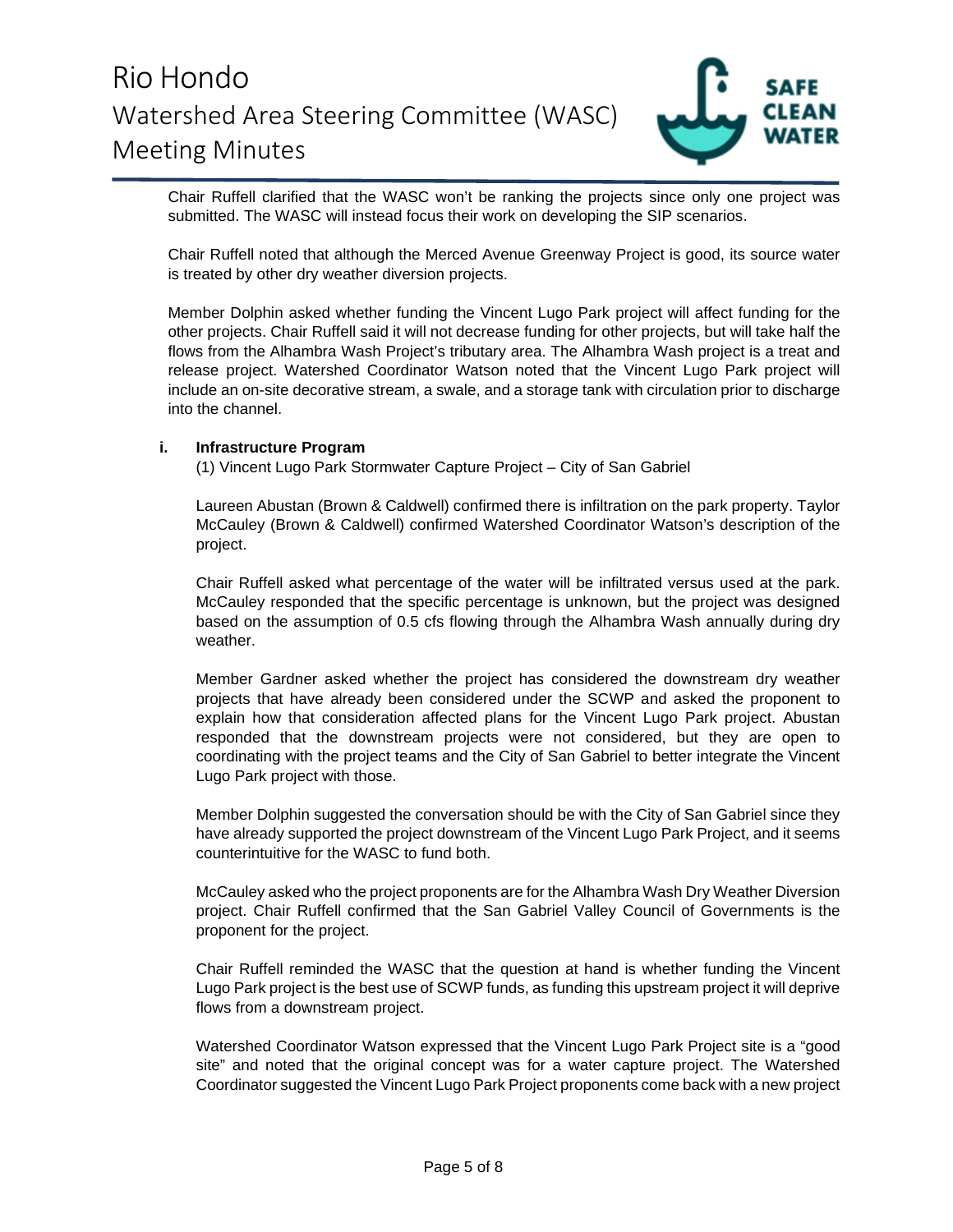Chair Ruffell clarified that the WASC won't be ranking the projects since only one project was submitted. The WASC will instead focus their work on developing the SIP scenarios.

Chair Ruffell noted that although the Merced Avenue Greenway Project is good, its source water is treated by other dry weather diversion projects.

Member Dolphin asked whether funding the Vincent Lugo Park project will affect funding for the other projects. Chair Ruffell said it will not decrease funding for other projects, but will take half the flows from the Alhambra Wash Project's tributary area. The Alhambra Wash project is a treat and release project. Watershed Coordinator Watson noted that the Vincent Lugo Park project will include an on-site decorative stream, a swale, and a storage tank with circulation prior to discharge into the channel.

**i. Infrastructure Program**

(1) Vincent Lugo Park Stormwater Capture Project – City of San Gabriel

Laureen Abustan (Brown & Caldwell) confirmed there is infiltration on the park property. Taylor McCauley (Brown & Caldwell) confirmed Watershed Coordinator Watson's description of the project.

Chair Ruffell asked what percentage of the water will be infiltrated versus used at the park. McCauley responded that the specific percentage is unknown, but the project was designed based on the assumption of 0.5 cfs flowing through the Alhambra Wash annually during dry weather.

Member Gardner asked whether the project has considered the downstream dry weather projects that have already been considered under the SCWP and asked the proponent to explain how that consideration affected plans for the Vincent Lugo Park project. Abustan responded that the downstream projects were not considered, but they are open to coordinating with the project teams and the City of San Gabriel to better integrate the Vincent Lugo Park project with those.

Member Dolphin suggested the conversation should be with the City of San Gabriel since they have already supported the project downstream of the Vincent Lugo Park Project, and it seems counterintuitive for the WASC to fund both.

McCauley asked who the project proponents are for the Alhambra Wash Dry Weather Diversion project. Chair Ruffell confirmed that the San Gabriel Valley Council of Governments is the proponent for the project.

Chair Ruffell reminded the WASC that the question at hand is whether funding the Vincent Lugo Park project is the best use of SCWP funds, as funding this upstream project it will deprive flows from a downstream project.

Watershed Coordinator Watson expressed that the Vincent Lugo Park Project site is a "good site" and noted that the original concept was for a water capture project. The Watershed Coordinator suggested the Vincent Lugo Park Project proponents come back with a new project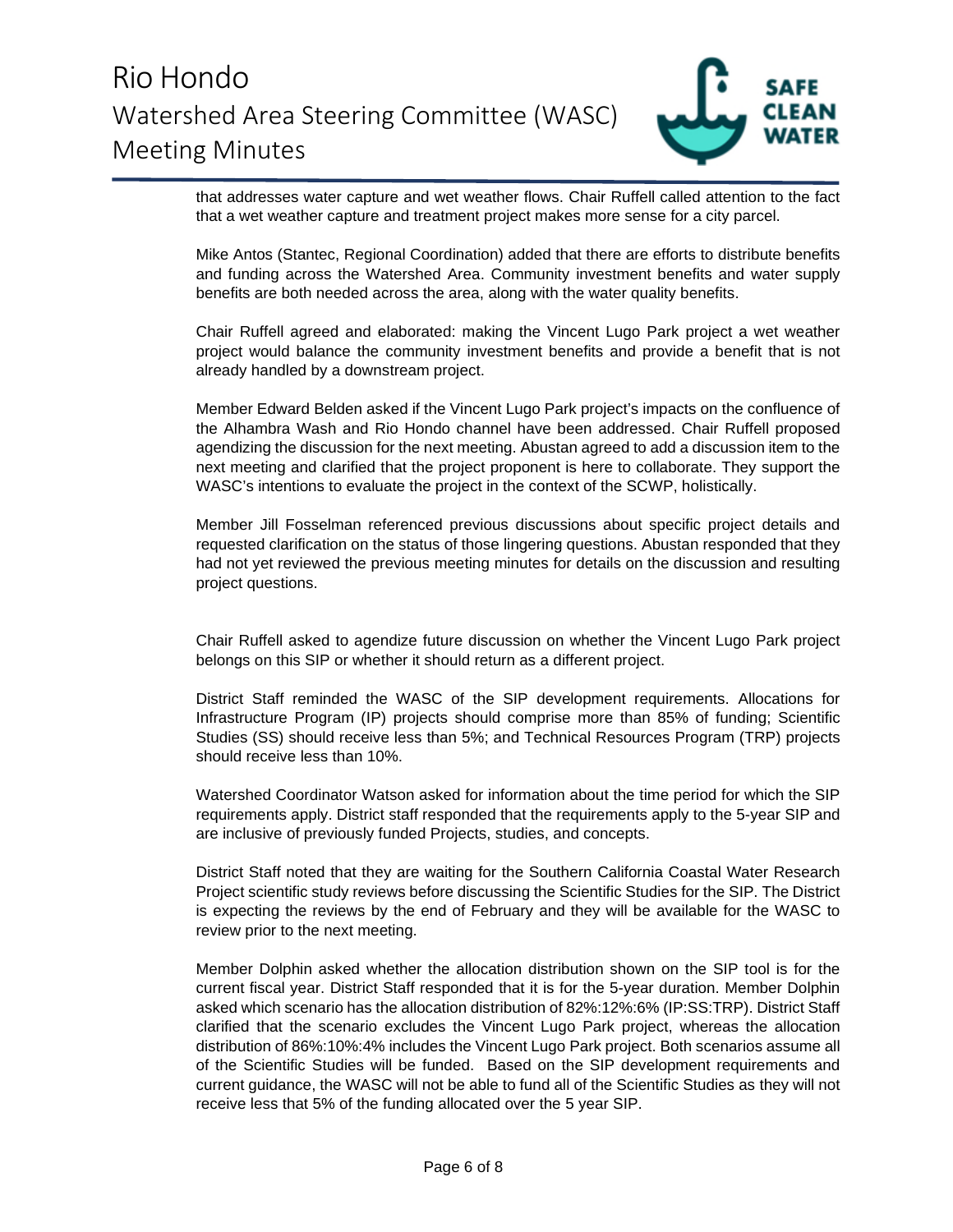that addresses water capture and wet weather flows. Chair Ruffell called attention to the fact that a wet weather capture and treatment project makes more sense for a city parcel.

Mike Antos (Stantec, Regional Coordination) added that there are efforts to distribute benefits and funding across the Watershed Area. Community investment benefits and water supply benefits are both needed across the area, along with the water quality benefits.

Chair Ruffell agreed and elaborated: making the Vincent Lugo Park project a wet weather project would balance the community investment benefits and provide a benefit that is not already handled by a downstream project.

Member Edward Belden asked if the Vincent Lugo Park project's impacts on the confluence of the Alhambra Wash and Rio Hondo channel have been addressed. Chair Ruffell proposed agendizing the discussion for the next meeting. Abustan agreed to add a discussion item to the next meeting and clarified that the project proponent is here to collaborate. They support the WASC's intentions to evaluate the project in the context of the SCWP, holistically.

Member Jill Fosselman referenced previous discussions about specific project details and requested clarification on the status of those lingering questions. Abustan responded that they had not yet reviewed the previous meeting minutes for details on the discussion and resulting project questions.

Chair Ruffell asked to agendize future discussion on whether the Vincent Lugo Park project belongs on this SIP or whether it should return as a different project.

District Staff reminded the WASC of the SIP development requirements. Allocations for Infrastructure Program (IP) projects should comprise more than 85% of funding; Scientific Studies (SS) should receive less than 5%; and Technical Resources Program (TRP) projects should receive less than 10%.

Watershed Coordinator Watson asked for information about the time period for which the SIP requirements apply. District staff responded that the requirements apply to the 5-year SIP and are inclusive of previously funded Projects, studies, and concepts.

District Staff noted that they are waiting for the Southern California Coastal Water Research Project scientific study reviews before discussing the Scientific Studies for the SIP. The District is expecting the reviews by the end of February and they will be available for the WASC to review prior to the next meeting.

Member Dolphin asked whether the allocation distribution shown on the SIP tool is for the current fiscal year. District Staff responded that it is for the 5-year duration. Member Dolphin asked which scenario has the allocation distribution of 82%:12%:6% (IP:SS:TRP). District Staff clarified that the scenario excludes the Vincent Lugo Park project, whereas the allocation distribution of 86%:10%:4% includes the Vincent Lugo Park project. Both scenarios assume all of the Scientific Studies will be funded. Based on the SIP development requirements and current guidance, the WASC will not be able to fund all of the Scientific Studies as they will not receive less that 5% of the funding allocated over the 5 year SIP.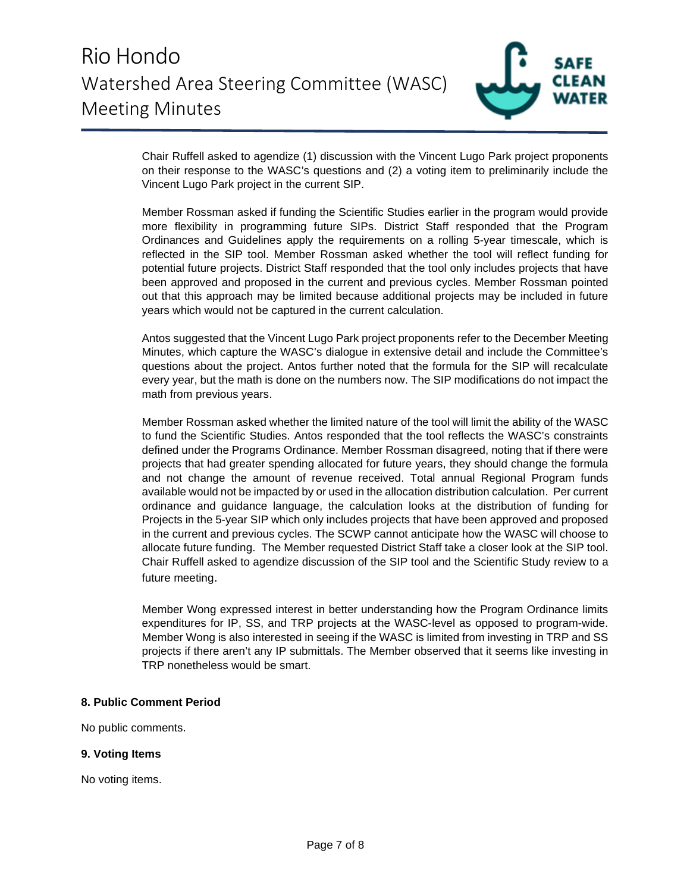Chair Ruffell asked to agendize (1) discussion with the Vincent Lugo Park project proponents on their response to the WASC's questions and (2) a voting item to preliminarily include the Vincent Lugo Park project in the current SIP.

Member Rossman asked if funding the Scientific Studies earlier in the program would provide more flexibility in programming future SIPs. District Staff responded that the Program Ordinances and Guidelines apply the requirements on a rolling 5-year timescale, which is reflected in the SIP tool. Member Rossman asked whether the tool will reflect funding for potential future projects. District Staff responded that the tool only includes projects that have been approved and proposed in the current and previous cycles. Member Rossman pointed out that this approach may be limited because additional projects may be included in future years which would not be captured in the current calculation.

Antos suggested that the Vincent Lugo Park project proponents refer to the December Meeting Minutes, which capture the WASC's dialogue in extensive detail and include the Committee's questions about the project. Antos further noted that the formula for the SIP will recalculate every year, but the math is done on the numbers now. The SIP modifications do not impact the math from previous years.

Member Rossman asked whether the limited nature of the tool will limit the ability of the WASC to fund the Scientific Studies. Antos responded that the tool reflects the WASC's constraints defined under the Programs Ordinance. Member Rossman disagreed, noting that if there were projects that had greater spending allocated for future years, they should change the formula and not change the amount of revenue received. Total annual Regional Program funds available would not be impacted by or used in the allocation distribution calculation. Per current ordinance and guidance language, the calculation looks at the distribution of funding for Projects in the 5-year SIP which only includes projects that have been approved and proposed in the current and previous cycles. The SCWP cannot anticipate how the WASC will choose to allocate future funding. The Member requested District Staff take a closer look at the SIP tool. Chair Ruffell asked to agendize discussion of the SIP tool and the Scientific Study review to a future meeting.

Member Wong expressed interest in better understanding how the Program Ordinance limits expenditures for IP, SS, and TRP projects at the WASC-level as opposed to program-wide. Member Wong is also interested in seeing if the WASC is limited from investing in TRP and SS projects if there aren't any IP submittals. The Member observed that it seems like investing in TRP nonetheless would be smart.

**8. Public Comment Period**

No public comments.

**9. Voting Items**

No voting items.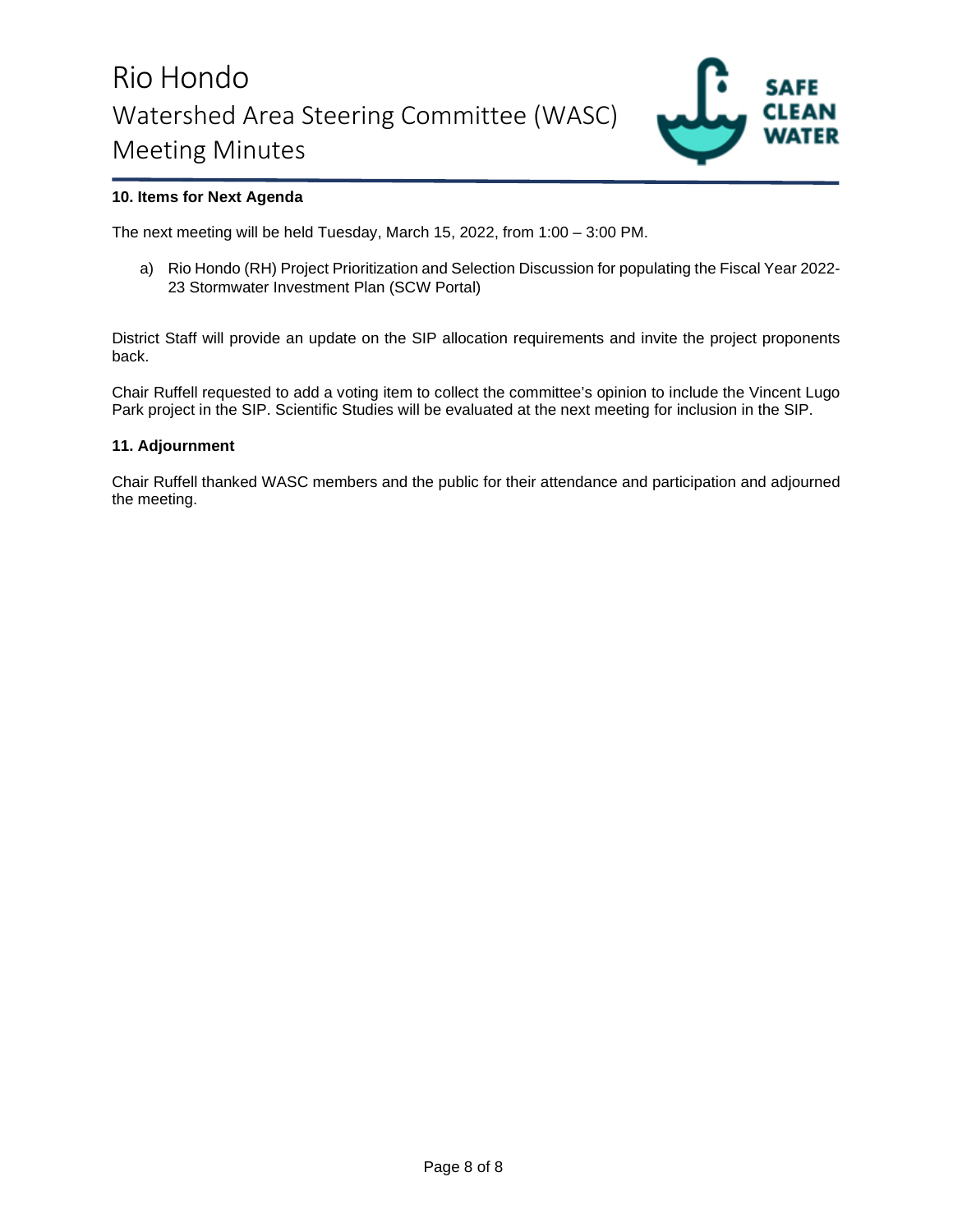### 10. Items for Next Agenda

The next meeting will be held Tuesday, March 15, 2022, from 1:00 – 3:00 PM.

a) Rio Hondo (RH) Project Prioritization and Selection Discussion for populating the Fiscal Year 2022-23 Stormwater Investment Plan (SCW Portal)

District Staff will provide an update on the SIP allocation requirements and invite the project proponents back.

Chair Ruffell requested to add a voting item to collect the committee's opinion to include the Vincent Lugo Park project in the SIP. Scientific Studies will be evaluated at the next meeting for inclusion in the SIP.

### 11. Adjournment

Chair Ruffell thanked WASC members and the public for their attendance and participation and adjourned the meeting.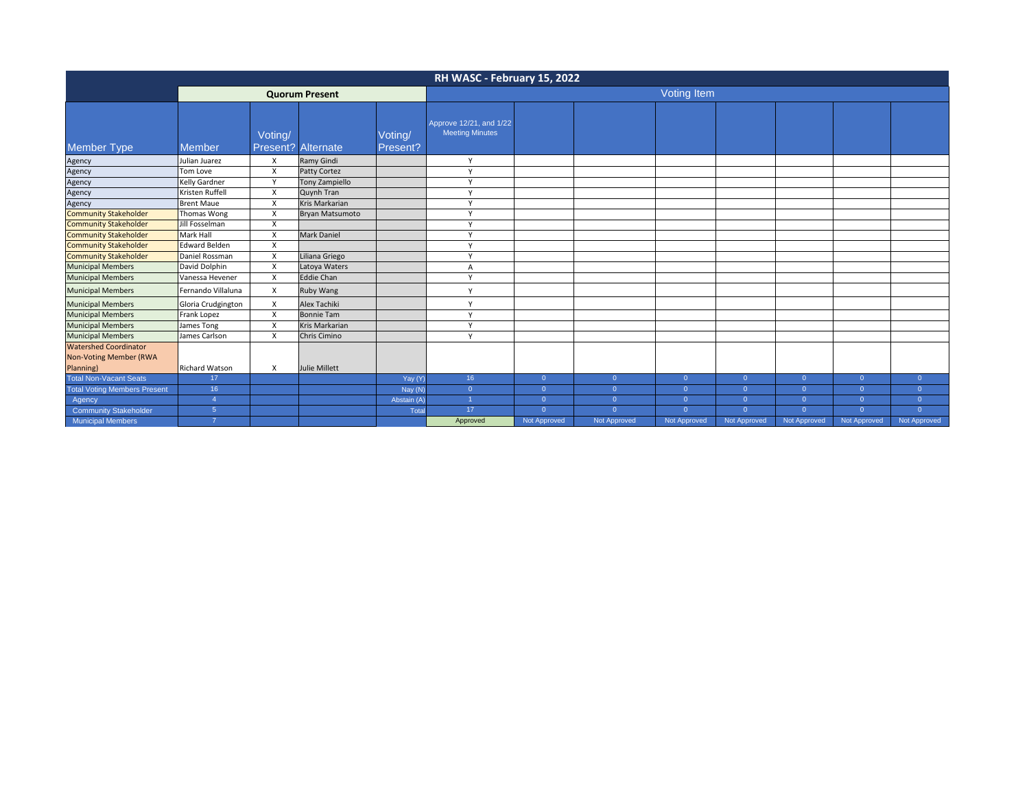| RH WASC - February 15, 2022 | | | | | | | | | | | | | |
|---|---|---|---|---|---|---|---|---|---|---|---|---|---|
| | Quorum Present | | | | Voting Item | | | | | | | | |
| Member Type | Member | Voting/ Present? | Alternate | Voting/ Present? | Approve 12/21, and 1/22 Meeting Minutes | | | | | | | | |
| Agency | Julian Juarez | X | Ramy Gindi | | Y | | | | | | | | |
| Agency | Tom Love | X | Patty Cortez | | Y | | | | | | | | |
| Agency | Kelly Gardner | Y | Tony Zampiello | | Y | | | | | | | | |
| Agency | Kristen Ruffell | X | Quynh Tran | | Y | | | | | | | | |
| Agency | Brent Maue | X | Kris Markarian | | Y | | | | | | | | |
| Community Stakeholder | Thomas Wong | X | Bryan Matsumoto | | Y | | | | | | | | |
| Community Stakeholder | Jill Fosselman | X | | | Y | | | | | | | | |
| Community Stakeholder | Mark Hall | X | Mark Daniel | | Y | | | | | | | | |
| Community Stakeholder | Edward Belden | X | | | Y | | | | | | | | |
| Community Stakeholder | Daniel Rossman | X | Liliana Griego | | Y | | | | | | | | |
| Municipal Members | David Dolphin | X | Latoya Waters | | A | | | | | | | | |
| Municipal Members | Vanessa Hevener | X | Eddie Chan | | Y | | | | | | | | |
| Municipal Members | Fernando Villaluna | X | Ruby Wang | | Y | | | | | | | | |
| Municipal Members | Gloria Crudgington | X | Alex Tachiki | | Y | | | | | | | | |
| Municipal Members | Frank Lopez | X | Bonnie Tam | | Y | | | | | | | | |
| Municipal Members | James Tong | X | Kris Markarian | | Y | | | | | | | | |
| Municipal Members | James Carlson | X | Chris Cimino | | Y | | | | | | | | |
| Watershed Coordinator Non-Voting Member (RWA Planning) | Richard Watson | X | Julie Millett | | | | | | | | | | |
| Total Non-Vacant Seats | 17 | | | Yay (Y) | 16 | 0 | 0 | 0 | 0 | 0 | 0 | 0 | |
| Total Voting Members Present | 16 | | | Nay (N) | 0 | 0 | 0 | 0 | 0 | 0 | 0 | 0 | |
| Agency | 4 | | | Abstain (A) | 1 | 0 | 0 | 0 | 0 | 0 | 0 | 0 | |
| Community Stakeholder | 5 | | | Total | 17 | 0 | 0 | 0 | 0 | 0 | 0 | 0 | |
| Municipal Members | 7 | | | | Approved | Not Approved | Not Approved | Not Approved | Not Approved | Not Approved | Not Approved | Not Approved | |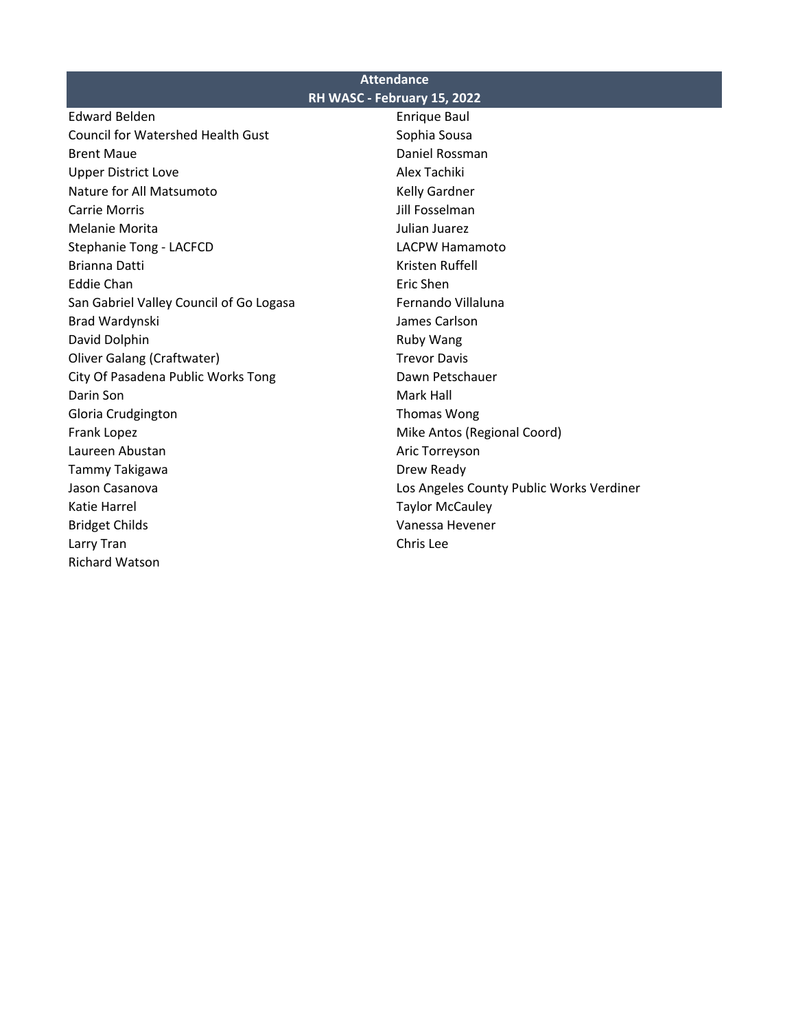| Attendance | |
| --- | --- |
| RH WASC - February 15, 2022 | |
| Edward Belden | Enrique Baul |
| Council for Watershed Health Gust | Sophia Sousa |
| Brent Maue | Daniel Rossman |
| Upper District Love | Alex Tachiki |
| Nature for All Matsumoto | Kelly Gardner |
| Carrie Morris | Jill Fosselman |
| Melanie Morita | Julian Juarez |
| Stephanie Tong - LACFCD | LACPW Hamamoto |
| Brianna Datti | Kristen Ruffell |
| Eddie Chan | Eric Shen |
| San Gabriel Valley Council of Go Logasa | Fernando Villaluna |
| Brad Wardynski | James Carlson |
| David Dolphin | Ruby Wang |
| Oliver Galang (Craftwater) | Trevor Davis |
| City Of Pasadena Public Works Tong | Dawn Petschauer |
| Darin Son | Mark Hall |
| Gloria Crudgington | Thomas Wong |
| Frank Lopez | Mike Antos (Regional Coord) |
| Laureen Abustan | Aric Torreyson |
| Tammy Takigawa | Drew Ready |
| Jason Casanova | Los Angeles County Public Works Verdiner |
| Katie Harrel | Taylor McCauley |
| Bridget Childs | Vanessa Hevener |
| Larry Tran | Chris Lee |
| Richard Watson | |